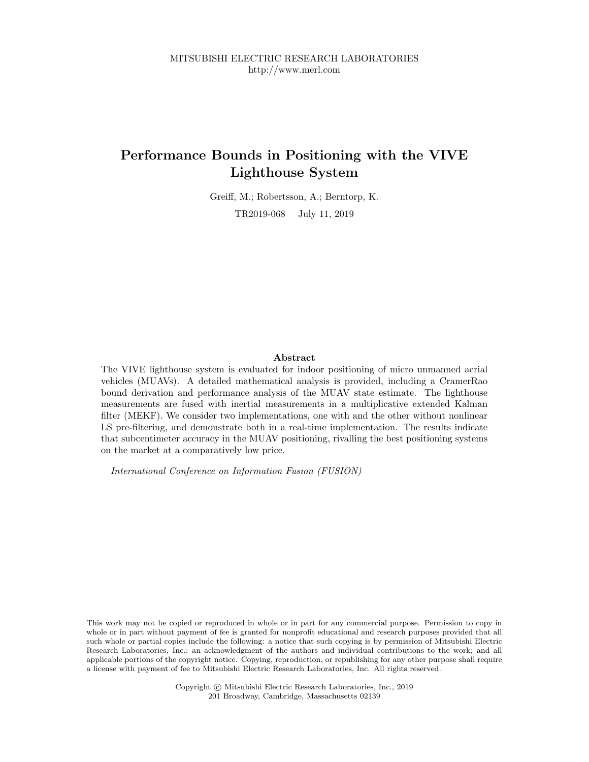MITSUBISHI ELECTRIC RESEARCH LABORATORIES
http://www.merl.com

# Performance Bounds in Positioning with the VIVE Lighthouse System

Greiff, M.; Robertsson, A.; Berntorp, K.

TR2019-068 July 11, 2019

### Abstract

The VIVE lighthouse system is evaluated for indoor positioning of micro unmanned aerial vehicles (MUAVs). A detailed mathematical analysis is provided, including a CramerRao bound derivation and performance analysis of the MUAV state estimate. The lighthouse measurements are fused with inertial measurements in a multiplicative extended Kalman filter (MEKF). We consider two implementations, one with and the other without nonlinear LS pre-filtering, and demonstrate both in a real-time implementation. The results indicate that subcentimeter accuracy in the MUAV positioning, rivalling the best positioning systems on the market at a comparatively low price.

*International Conference on Information Fusion (FUSION)*

This work may not be copied or reproduced in whole or in part for any commercial purpose. Permission to copy in whole or in part without payment of fee is granted for nonprofit educational and research purposes provided that all such whole or partial copies include the following: a notice that such copying is by permission of Mitsubishi Electric Research Laboratories, Inc.; an acknowledgment of the authors and individual contributions to the work; and all applicable portions of the copyright notice. Copying, reproduction, or republishing for any other purpose shall require a license with payment of fee to Mitsubishi Electric Research Laboratories, Inc. All rights reserved.

Copyright © Mitsubishi Electric Research Laboratories, Inc., 2019
201 Broadway, Cambridge, Massachusetts 02139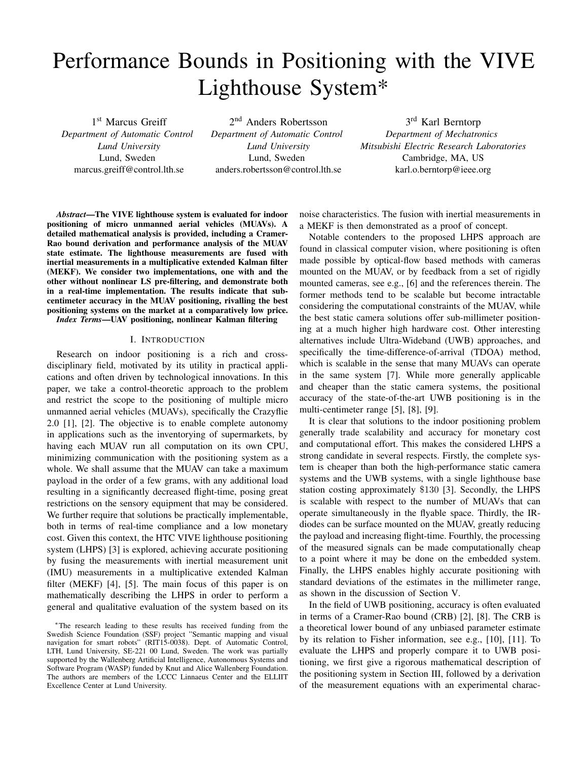# Performance Bounds in Positioning with the VIVE Lighthouse System*

1[st] Marcus Greiff
*Department of Automatic Control*
*Lund University*
Lund, Sweden
marcus.greiff@control.lth.se

2[nd] Anders Robertsson
*Department of Automatic Control*
*Lund University*
Lund, Sweden
anders.robertsson@control.lth.se

3[rd] Karl Berntorp
*Department of Mechatronics*
*Mitsubishi Electric Research Laboratories*
Cambridge, MA, US
karl.o.berntorp@ieee.org

***Abstract*—The VIVE lighthouse system is evaluated for indoor positioning of micro unmanned aerial vehicles (MUAVs). A detailed mathematical analysis is provided, including a Cramer-Rao bound derivation and performance analysis of the MUAV state estimate. The lighthouse measurements are fused with inertial measurements in a multiplicative extended Kalman filter (MEKF). We consider two implementations, one with and the other without nonlinear LS pre-filtering, and demonstrate both in a real-time implementation. The results indicate that sub-centimeter accuracy in the MUAV positioning, rivalling the best positioning systems on the market at a comparatively low price.**

***Index Terms*—UAV positioning, nonlinear Kalman filtering**

## I. Introduction

Research on indoor positioning is a rich and cross-disciplinary field, motivated by its utility in practical applications and often driven by technological innovations. In this paper, we take a control-theoretic approach to the problem and restrict the scope to the positioning of multiple micro unmanned aerial vehicles (MUAVs), specifically the Crazyflie 2.0 [1], [2]. The objective is to enable complete autonomy in applications such as the inventorying of supermarkets, by having each MUAV run all computation on its own CPU, minimizing communication with the positioning system as a whole. We shall assume that the MUAV can take a maximum payload in the order of a few grams, with any additional load resulting in a significantly decreased flight-time, posing great restrictions on the sensory equipment that may be considered. We further require that solutions be practically implementable, both in terms of real-time compliance and a low monetary cost. Given this context, the HTC VIVE lighthouse positioning system (LHPS) [3] is explored, achieving accurate positioning by fusing the measurements with inertial measurement unit (IMU) measurements in a multiplicative extended Kalman filter (MEKF) [4], [5]. The main focus of this paper is on mathematically describing the LHPS in order to perform a general and qualitative evaluation of the system based on its noise characteristics. The fusion with inertial measurements in a MEKF is then demonstrated as a proof of concept.

Notable contenders to the proposed LHPS approach are found in classical computer vision, where positioning is often made possible by optical-flow based methods with cameras mounted on the MUAV, or by feedback from a set of rigidly mounted cameras, see e.g., [6] and the references therein. The former methods tend to be scalable but become intractable considering the computational constraints of the MUAV, while the best static camera solutions offer sub-millimeter positioning at a much higher high hardware cost. Other interesting alternatives include Ultra-Wideband (UWB) approaches, and specifically the time-difference-of-arrival (TDOA) method, which is scalable in the sense that many MUAVs can operate in the same system [7]. While more generally applicable and cheaper than the static camera systems, the positional accuracy of the state-of-the-art UWB positioning is in the multi-centimeter range [5], [8], [9].

It is clear that solutions to the indoor positioning problem generally trade scalability and accuracy for monetary cost and computational effort. This makes the considered LHPS a strong candidate in several respects. Firstly, the complete system is cheaper than both the high-performance static camera systems and the UWB systems, with a single lighthouse base station costing approximately $\$130$ [3]. Secondly, the LHPS is scalable with respect to the number of MUAVs that can operate simultaneously in the flyable space. Thirdly, the IR-diodes can be surface mounted on the MUAV, greatly reducing the payload and increasing flight-time. Fourthly, the processing of the measured signals can be made computationally cheap to a point where it may be done on the embedded system. Finally, the LHPS enables highly accurate positioning with standard deviations of the estimates in the millimeter range, as shown in the discussion of Section V.

In the field of UWB positioning, accuracy is often evaluated in terms of a Cramer-Rao bound (CRB) [2], [8]. The CRB is a theoretical lower bound of any unbiased parameter estimate by its relation to Fisher information, see e.g., [10], [11]. To evaluate the LHPS and properly compare it to UWB positioning, we first give a rigorous mathematical description of the positioning system in Section III, followed by a derivation of the measurement equations with an experimental charac-

*The research leading to these results has received funding from the Swedish Science Foundation (SSF) project "Semantic mapping and visual navigation for smart robots" (RIT15-0038). Dept. of Automatic Control, LTH, Lund University, SE-221 00 Lund, Sweden. The work was partially supported by the Wallenberg Artificial Intelligence, Autonomous Systems and Software Program (WASP) funded by Knut and Alice Wallenberg Foundation. The authors are members of the LCCC Linnaeus Center and the ELLIIT Excellence Center at Lund University.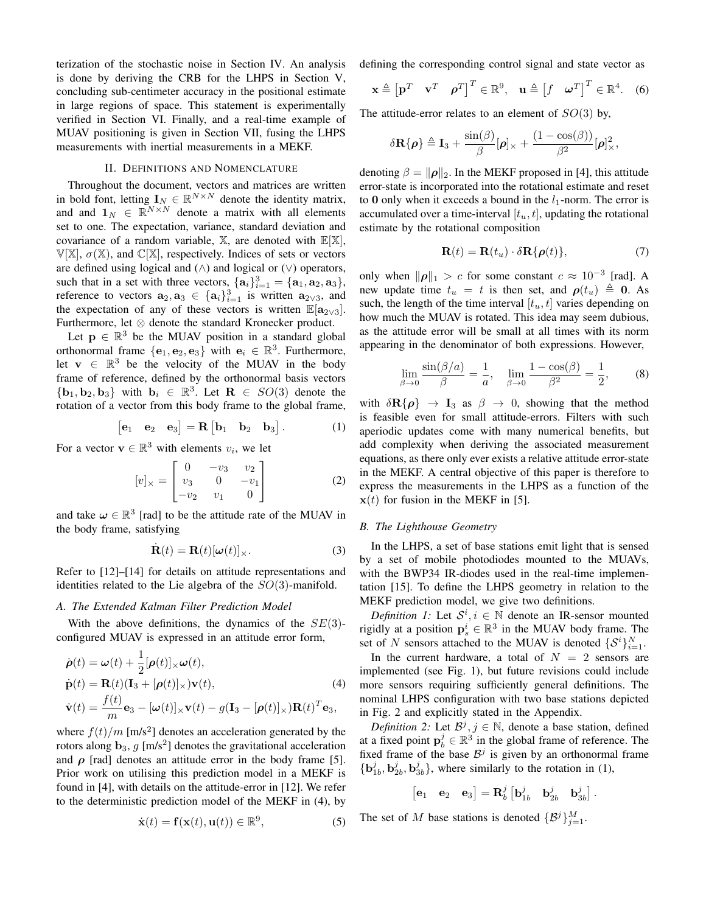terization of the stochastic noise in Section IV. An analysis is done by deriving the CRB for the LHPS in Section V, concluding sub-centimeter accuracy in the positional estimate in large regions of space. This statement is experimentally verified in Section VI. Finally, and a real-time example of MUAV positioning is given in Section VII, fusing the LHPS measurements with inertial measurements in a MEKF.

## II. Definitions and Nomenclature

Throughout the document, vectors and matrices are written in bold font, letting $\mathbf{I}_N \in \mathbb{R}^{N\times N}$ denote the identity matrix, and and $\mathbf{1}_N \in \mathbb{R}^{N\times N}$ denote a matrix with all elements set to one. The expectation, variance, standard deviation and covariance of a random variable, $\mathbb{X}$, are denoted with $\mathbb{E}[\mathbb{X}]$, $\mathbb{V}[\mathbb{X}]$, $\sigma(\mathbb{X})$, and $\mathbb{C}[\mathbb{X}]$, respectively. Indices of sets or vectors are defined using logical and ($\wedge$) and logical or ($\vee$) operators, such that in a set with three vectors, $\{\mathbf{a}_i\}_{i=1}^3 = \{\mathbf{a}_1, \mathbf{a}_2, \mathbf{a}_3\}$, reference to vectors $\mathbf{a}_2, \mathbf{a}_3 \in \{\mathbf{a}_i\}_{i=1}^3$ is written $\mathbf{a}_{2\vee 3}$, and the expectation of any of these vectors is written $\mathbb{E}[\mathbf{a}_{2\vee 3}]$. Furthermore, let $\otimes$ denote the standard Kronecker product.

Let $\mathbf{p} \in \mathbb{R}^3$ be the MUAV position in a standard global orthonormal frame $\{\mathbf{e}_1, \mathbf{e}_2, \mathbf{e}_3\}$ with $\mathbf{e}_i \in \mathbb{R}^3$. Furthermore, let $\mathbf{v} \in \mathbb{R}^3$ be the velocity of the MUAV in the body frame of reference, defined by the orthonormal basis vectors $\{\mathbf{b}_1, \mathbf{b}_2, \mathbf{b}_3\}$ with $\mathbf{b}_i \in \mathbb{R}^3$. Let $\mathbf{R} \in SO(3)$ denote the rotation of a vector from this body frame to the global frame,

$$\begin{bmatrix}\mathbf{e}_1 & \mathbf{e}_2 & \mathbf{e}_3\end{bmatrix} = \mathbf{R}\begin{bmatrix}\mathbf{b}_1 & \mathbf{b}_2 & \mathbf{b}_3\end{bmatrix}. \tag{1}$$

For a vector $\mathbf{v} \in \mathbb{R}^3$ with elements $v_i$, we let

$$[v]_\times = \begin{bmatrix} 0 & -v_3 & v_2 \\ v_3 & 0 & -v_1 \\ -v_2 & v_1 & 0 \end{bmatrix} \tag{2}$$

and take $\boldsymbol{\omega} \in \mathbb{R}^3$ [rad] to be the attitude rate of the MUAV in the body frame, satisfying

$$\dot{\mathbf{R}}(t) = \mathbf{R}(t)[\boldsymbol{\omega}(t)]_\times. \tag{3}$$

Refer to [12]–[14] for details on attitude representations and identities related to the Lie algebra of the $SO(3)$-manifold.

### A. The Extended Kalman Filter Prediction Model

With the above definitions, the dynamics of the $SE(3)$-configured MUAV is expressed in an attitude error form,

$$\begin{aligned}
\dot{\boldsymbol{\rho}}(t) &= \boldsymbol{\omega}(t) + \frac{1}{2}[\boldsymbol{\rho}(t)]_\times \boldsymbol{\omega}(t),\\
\dot{\mathbf{p}}(t) &= \mathbf{R}(t)(\mathbf{I}_3 + [\boldsymbol{\rho}(t)]_\times)\mathbf{v}(t), \\
\dot{\mathbf{v}}(t) &= \frac{f(t)}{m}\mathbf{e}_3 - [\boldsymbol{\omega}(t)]_\times \mathbf{v}(t) - g(\mathbf{I}_3 - [\boldsymbol{\rho}(t)]_\times)\mathbf{R}(t)^T\mathbf{e}_3,
\end{aligned} \tag{4}$$

where $f(t)/m$ [m/s$^2$] denotes an acceleration generated by the rotors along $\mathbf{b}_3$, $g$ [m/s$^2$] denotes the gravitational acceleration and $\boldsymbol{\rho}$ [rad] denotes an attitude error in the body frame [5]. Prior work on utilising this prediction model in a MEKF is found in [4], with details on the attitude-error in [12]. We refer to the deterministic prediction model of the MEKF in (4), by

$$\dot{\mathbf{x}}(t) = \mathbf{f}(\mathbf{x}(t), \mathbf{u}(t)) \in \mathbb{R}^9, \tag{5}$$

defining the corresponding control signal and state vector as

$$\mathbf{x} \triangleq \begin{bmatrix}\mathbf{p}^T & \mathbf{v}^T & \boldsymbol{\rho}^T\end{bmatrix}^T \in \mathbb{R}^9, \quad \mathbf{u} \triangleq \begin{bmatrix} f & \boldsymbol{\omega}^T\end{bmatrix}^T \in \mathbb{R}^4. \tag{6}$$

The attitude-error relates to an element of $SO(3)$ by,

$$\delta\mathbf{R}\{\boldsymbol{\rho}\} \triangleq \mathbf{I}_3 + \frac{\sin(\beta)}{\beta}[\boldsymbol{\rho}]_\times + \frac{(1-\cos(\beta))}{\beta^2}[\boldsymbol{\rho}]_\times^2,$$

denoting $\beta = \|\boldsymbol{\rho}\|_2$. In the MEKF proposed in [4], this attitude error-state is incorporated into the rotational estimate and reset to $\mathbf{0}$ only when it exceeds a bound in the $l_1$-norm. The error is accumulated over a time-interval $[t_u, t]$, updating the rotational estimate by the rotational composition

$$\mathbf{R}(t) = \mathbf{R}(t_u)\cdot \delta\mathbf{R}\{\boldsymbol{\rho}(t)\}, \tag{7}$$

only when $\|\boldsymbol{\rho}\|_1 > c$ for some constant $c \approx 10^{-3}$ [rad]. A new update time $t_u = t$ is then set, and $\boldsymbol{\rho}(t_u) \triangleq \mathbf{0}$. As such, the length of the time interval $[t_u, t]$ varies depending on how much the MUAV is rotated. This idea may seem dubious, as the attitude error will be small at all times with its norm appearing in the denominator of both expressions. However,

$$\lim_{\beta\to 0}\frac{\sin(\beta/a)}{\beta} = \frac{1}{a}, \quad \lim_{\beta\to 0}\frac{1-\cos(\beta)}{\beta^2} = \frac{1}{2}, \tag{8}$$

with $\delta\mathbf{R}\{\boldsymbol{\rho}\} \to \mathbf{I}_3$ as $\beta \to 0$, showing that the method is feasible even for small attitude-errors. Filters with such aperiodic updates come with many numerical benefits, but add complexity when deriving the associated measurement equations, as there only ever exists a relative attitude error-state in the MEKF. A central objective of this paper is therefore to express the measurements in the LHPS as a function of the $\mathbf{x}(t)$ for fusion in the MEKF in [5].

### B. The Lighthouse Geometry

In the LHPS, a set of base stations emit light that is sensed by a set of mobile photodiodes mounted to the MUAVs, with the BWP34 IR-diodes used in the real-time implementation [15]. To define the LHPS geometry in relation to the MEKF prediction model, we give two definitions.

*Definition 1:* Let $\mathcal{S}^i, i \in \mathbb{N}$ denote an IR-sensor mounted rigidly at a position $\mathbf{p}_s^i \in \mathbb{R}^3$ in the MUAV body frame. The set of $N$ sensors attached to the MUAV is denoted $\{\mathcal{S}^i\}_{i=1}^N$.

In the current hardware, a total of $N = 2$ sensors are implemented (see Fig. 1), but future revisions could include more sensors requiring sufficiently general definitions. The nominal LHPS configuration with two base stations depicted in Fig. 2 and explicitly stated in the Appendix.

*Definition 2:* Let $\mathcal{B}^j, j \in \mathbb{N}$, denote a base station, defined at a fixed point $\mathbf{p}_b^j \in \mathbb{R}^3$ in the global frame of reference. The fixed frame of the base $\mathcal{B}^j$ is given by an orthonormal frame $\{\mathbf{b}_{1b}^j, \mathbf{b}_{2b}^j, \mathbf{b}_{3b}^j\}$, where similarly to the rotation in (1),

$$\begin{bmatrix}\mathbf{e}_1 & \mathbf{e}_2 & \mathbf{e}_3\end{bmatrix} = \mathbf{R}_b^j\begin{bmatrix}\mathbf{b}_{1b}^j & \mathbf{b}_{2b}^j & \mathbf{b}_{3b}^j\end{bmatrix}.$$

The set of $M$ base stations is denoted $\{\mathcal{B}^j\}_{j=1}^M$.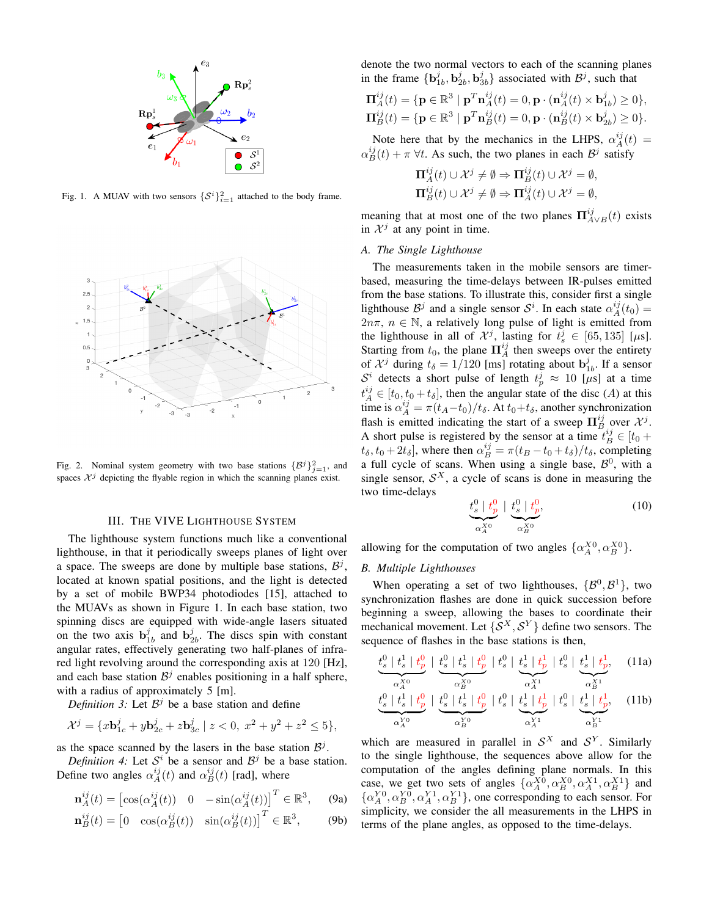$e_3$

$b_3$

$\mathbf{R}\mathbf{p}_s^2$

$\omega_3$

$\mathbf{R}\mathbf{p}_s^1$

$\omega_2$

$b_2$

$e_2$

$e_1$

$\omega_1$

$b_1$

$\mathcal{S}^1$

$\mathcal{S}^2$

Fig. 1. A MUAV with two sensors $\{\mathcal{S}^i\}_{i=1}^2$ attached to the body frame.

3

2.5

2

1.5

1

0.5

0

z

3

2

1

0

-1

-2

-3

y

-3

-2

-1

0

1

2

3

x

$\mathcal{B}^0$

$\mathcal{B}^1$

Fig. 2. Nominal system geometry with two base stations $\{\mathcal{B}^j\}_{j=1}^2$, and spaces $\mathcal{X}^j$ depicting the flyable region in which the scanning planes exist.

## III. The VIVE Lighthouse System

The lighthouse system functions much like a conventional lighthouse, in that it periodically sweeps planes of light over a space. The sweeps are done by multiple base stations, $\mathcal{B}^j$, located at known spatial positions, and the light is detected by a set of mobile BWP34 photodiodes [15], attached to the MUAVs as shown in Figure 1. In each base station, two spinning discs are equipped with wide-angle lasers situated on the two axis $\mathbf{b}_{1b}^j$ and $\mathbf{b}_{2b}^j$. The discs spin with constant angular rates, effectively generating two half-planes of infra-red light revolving around the corresponding axis at 120 [Hz], and each base station $\mathcal{B}^j$ enables positioning in a half sphere, with a radius of approximately 5 [m].

*Definition 3:* Let $\mathcal{B}^j$ be a base station and define

$$\mathcal{X}^j = \{x\mathbf{b}_{1c}^j + y\mathbf{b}_{2c}^j + z\mathbf{b}_{3c}^j \mid z < 0,\ x^2 + y^2 + z^2 \leq 5\},$$

as the space scanned by the lasers in the base station $\mathcal{B}^j$.

*Definition 4:* Let $\mathcal{S}^i$ be a sensor and $\mathcal{B}^j$ be a base station. Define two angles $\alpha_A^{ij}(t)$ and $\alpha_B^{ij}(t)$ [rad], where

$$\mathbf{n}_A^{ij}(t) = \begin{bmatrix}\cos(\alpha_A^{ij}(t)) & 0 & -\sin(\alpha_A^{ij}(t))\end{bmatrix}^T \in \mathbb{R}^3, \quad \text{(9a)}$$

$$\mathbf{n}_B^{ij}(t) = \begin{bmatrix}0 & \cos(\alpha_B^{ij}(t)) & \sin(\alpha_B^{ij}(t))\end{bmatrix}^T \in \mathbb{R}^3, \quad \text{(9b)}$$

denote the two normal vectors to each of the scanning planes in the frame $\{\mathbf{b}_{1b}^j, \mathbf{b}_{2b}^j, \mathbf{b}_{3b}^j\}$ associated with $\mathcal{B}^j$, such that

$$\mathbf{\Pi}_A^{ij}(t) = \{\mathbf{p} \in \mathbb{R}^3 \mid \mathbf{p}^T\mathbf{n}_A^{ij}(t) = 0, \mathbf{p}\cdot(\mathbf{n}_A^{ij}(t) \times \mathbf{b}_{1b}^j) \geq 0\},$$

$$\mathbf{\Pi}_B^{ij}(t) = \{\mathbf{p} \in \mathbb{R}^3 \mid \mathbf{p}^T\mathbf{n}_B^{ij}(t) = 0, \mathbf{p}\cdot(\mathbf{n}_B^{ij}(t) \times \mathbf{b}_{2b}^j) \geq 0\}.$$

Note here that by the mechanics in the LHPS, $\alpha_A^{ij}(t) = \alpha_B^{ij}(t) + \pi\ \forall t$. As such, the two planes in each $\mathcal{B}^j$ satisfy

$$\mathbf{\Pi}_A^{ij}(t) \cup \mathcal{X}^j \neq \emptyset \Rightarrow \mathbf{\Pi}_B^{ij}(t) \cup \mathcal{X}^j = \emptyset,$$

$$\mathbf{\Pi}_B^{ij}(t) \cup \mathcal{X}^j \neq \emptyset \Rightarrow \mathbf{\Pi}_A^{ij}(t) \cup \mathcal{X}^j = \emptyset,$$

meaning that at most one of the two planes $\mathbf{\Pi}_{A\vee B}^{ij}(t)$ exists in $\mathcal{X}^j$ at any point in time.

### A. The Single Lighthouse

The measurements taken in the mobile sensors are timer-based, measuring the time-delays between IR-pulses emitted from the base stations. To illustrate this, consider first a single lighthouse $\mathcal{B}^j$ and a single sensor $\mathcal{S}^i$. In each state $\alpha_A^{ij}(t_0) = 2n\pi$, $n \in \mathbb{N}$, a relatively long pulse of light is emitted from the lighthouse in all of $\mathcal{X}^j$, lasting for $t_s^j \in [65, 135]$ [$\mu$s]. Starting from $t_0$, the plane $\mathbf{\Pi}_A^{ij}$ then sweeps over the entirety of $\mathcal{X}^j$ during $t_\delta = 1/120$ [ms] rotating about $\mathbf{b}_{1b}^j$. If a sensor $\mathcal{S}^i$ detects a short pulse of length $t_p^j \approx 10$ [$\mu$s] at a time $t_A^{ij} \in [t_0, t_0 + t_\delta]$, then the angular state of the disc ($A$) at this time is $\alpha_A^{ij} = \pi(t_A - t_0)/t_\delta$. At $t_0 + t_\delta$, another synchronization flash is emitted indicating the start of a sweep $\mathbf{\Pi}_B^{ij}$ over $\mathcal{X}^j$. A short pulse is registered by the sensor at a time $t_B^{ij} \in [t_0 + t_\delta, t_0 + 2t_\delta]$, where then $\alpha_B^{ij} = \pi(t_B - t_0 + t_\delta)/t_\delta$, completing a full cycle of scans. When using a single base, $\mathcal{B}^0$, with a single sensor, $\mathcal{S}^X$, a cycle of scans is done in measuring the two time-delays

$$\underbrace{t_s^0 \mid t_p^0}_{\alpha_A^{X0}} \mid \underbrace{t_s^0 \mid t_p^0}_{\alpha_B^{X0}}, \quad \text{(10)}$$

allowing for the computation of two angles $\{\alpha_A^{X0}, \alpha_B^{X0}\}$.

### B. Multiple Lighthouses

When operating a set of two lighthouses, $\{\mathcal{B}^0, \mathcal{B}^1\}$, two synchronization flashes are done in quick succession before beginning a sweep, allowing the bases to coordinate their mechanical movement. Let $\{\mathcal{S}^X, \mathcal{S}^Y\}$ define two sensors. The sequence of flashes in the base stations is then,

$$\underbrace{t_s^0 \mid t_s^1 \mid t_p^0}_{\alpha_A^{X0}} \mid \underbrace{t_s^0 \mid t_s^1 \mid t_p^0}_{\alpha_B^{X0}} \mid t_s^0 \mid \underbrace{t_s^1 \mid t_p^1}_{\alpha_A^{X1}} \mid t_s^0 \mid \underbrace{t_s^1 \mid t_p^1}_{\alpha_B^{X1}}, \quad \text{(11a)}$$

$$\underbrace{t_s^0 \mid t_s^1 \mid t_p^0}_{\alpha_A^{Y0}} \mid \underbrace{t_s^0 \mid t_s^1 \mid t_p^0}_{\alpha_B^{Y0}} \mid t_s^0 \mid \underbrace{t_s^1 \mid t_p^1}_{\alpha_A^{Y1}} \mid t_s^0 \mid \underbrace{t_s^1 \mid t_p^1}_{\alpha_B^{Y1}}, \quad \text{(11b)}$$

which are measured in parallel in $\mathcal{S}^X$ and $\mathcal{S}^Y$. Similarly to the single lighthouse, the sequences above allow for the computation of the angles defining plane normals. In this case, we get two sets of angles $\{\alpha_A^{X0}, \alpha_B^{X0}, \alpha_A^{X1}, \alpha_B^{X1}\}$ and $\{\alpha_A^{Y0}, \alpha_B^{Y0}, \alpha_A^{Y1}, \alpha_B^{Y1}\}$, one corresponding to each sensor. For simplicity, we consider the all measurements in the LHPS in terms of the plane angles, as opposed to the time-delays.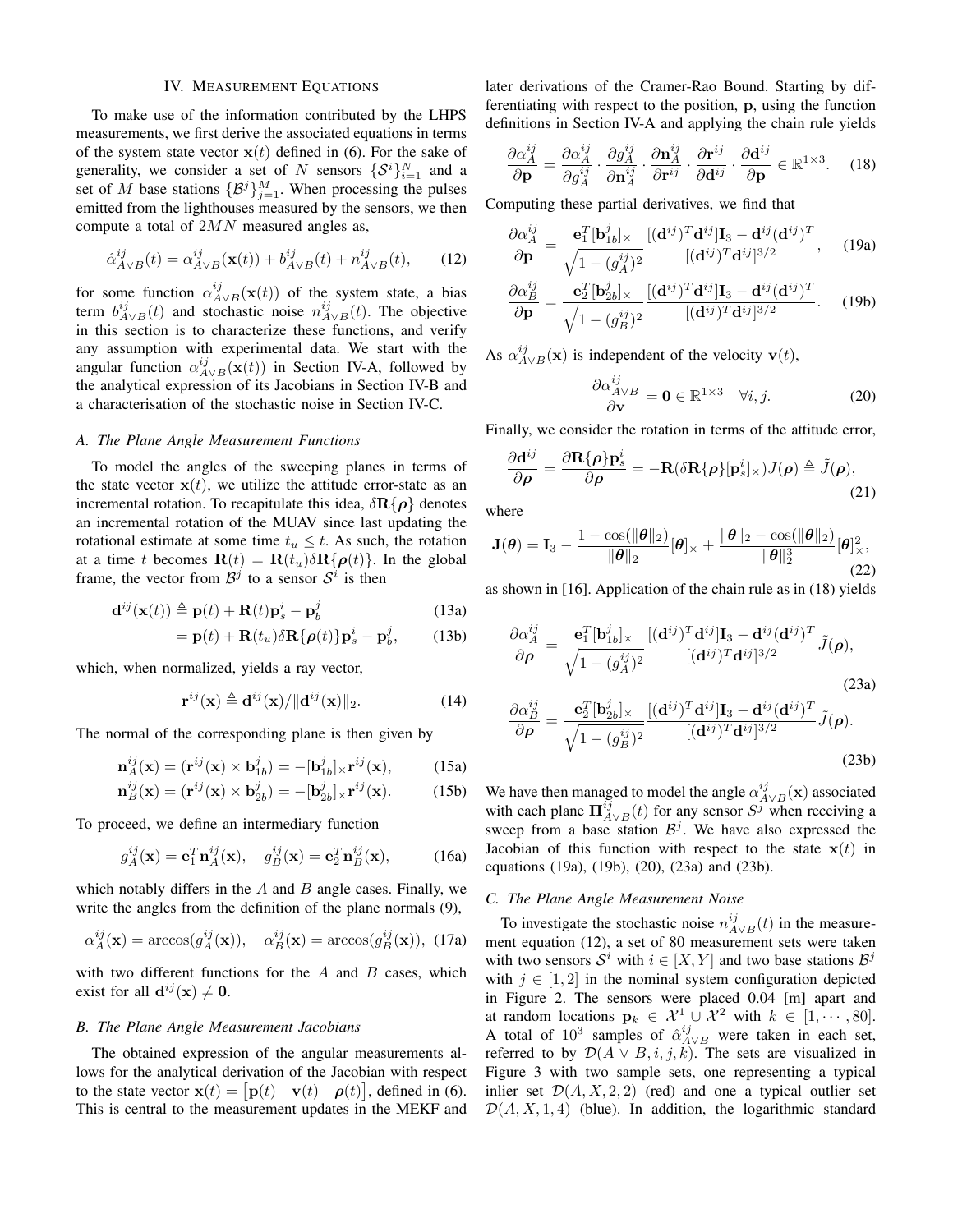## IV. Measurement Equations

To make use of the information contributed by the LHPS measurements, we first derive the associated equations in terms of the system state vector $\mathbf{x}(t)$ defined in (6). For the sake of generality, we consider a set of $N$ sensors $\{\mathcal{S}^i\}_{i=1}^N$ and a set of $M$ base stations $\{\mathcal{B}^j\}_{j=1}^M$. When processing the pulses emitted from the lighthouses measured by the sensors, we then compute a total of $2MN$ measured angles as,

$$\hat{\alpha}^{ij}_{A\vee B}(t) = \alpha^{ij}_{A\vee B}(\mathbf{x}(t)) + b^{ij}_{A\vee B}(t) + n^{ij}_{A\vee B}(t), \tag{12}$$

for some function $\alpha^{ij}_{A\vee B}(\mathbf{x}(t))$ of the system state, a bias term $b^{ij}_{A\vee B}(t)$ and stochastic noise $n^{ij}_{A\vee B}(t)$. The objective in this section is to characterize these functions, and verify any assumption with experimental data. We start with the angular function $\alpha^{ij}_{A\vee B}(\mathbf{x}(t))$ in Section IV-A, followed by the analytical expression of its Jacobians in Section IV-B and a characterisation of the stochastic noise in Section IV-C.

### A. The Plane Angle Measurement Functions

To model the angles of the sweeping planes in terms of the state vector $\mathbf{x}(t)$, we utilize the attitude error-state as an incremental rotation. To recapitulate this idea, $\delta\mathbf{R}\{\boldsymbol{\rho}\}$ denotes an incremental rotation of the MUAV since last updating the rotational estimate at some time $t_u \leq t$. As such, the rotation at a time $t$ becomes $\mathbf{R}(t) = \mathbf{R}(t_u)\delta\mathbf{R}\{\boldsymbol{\rho}(t)\}$. In the global frame, the vector from $\mathcal{B}^j$ to a sensor $\mathcal{S}^i$ is then

$$\mathbf{d}^{ij}(\mathbf{x}(t)) \triangleq \mathbf{p}(t) + \mathbf{R}(t)\mathbf{p}^i_s - \mathbf{p}^j_b \tag{13a}$$

$$= \mathbf{p}(t) + \mathbf{R}(t_u)\delta\mathbf{R}\{\boldsymbol{\rho}(t)\}\mathbf{p}^i_s - \mathbf{p}^j_b, \tag{13b}$$

which, when normalized, yields a ray vector,

$$\mathbf{r}^{ij}(\mathbf{x}) \triangleq \mathbf{d}^{ij}(\mathbf{x})/\|\mathbf{d}^{ij}(\mathbf{x})\|_2. \tag{14}$$

The normal of the corresponding plane is then given by

$$\mathbf{n}^{ij}_A(\mathbf{x}) = (\mathbf{r}^{ij}(\mathbf{x}) \times \mathbf{b}^j_{1b}) = -[\mathbf{b}^j_{1b}]_\times \mathbf{r}^{ij}(\mathbf{x}), \tag{15a}$$

$$\mathbf{n}^{ij}_B(\mathbf{x}) = (\mathbf{r}^{ij}(\mathbf{x}) \times \mathbf{b}^j_{2b}) = -[\mathbf{b}^j_{2b}]_\times \mathbf{r}^{ij}(\mathbf{x}). \tag{15b}$$

To proceed, we define an intermediary function

$$g^{ij}_A(\mathbf{x}) = \mathbf{e}_1^T\mathbf{n}^{ij}_A(\mathbf{x}), \quad g^{ij}_B(\mathbf{x}) = \mathbf{e}_2^T\mathbf{n}^{ij}_B(\mathbf{x}), \tag{16a}$$

which notably differs in the $A$ and $B$ angle cases. Finally, we write the angles from the definition of the plane normals (9),

$$\alpha^{ij}_A(\mathbf{x}) = \arccos(g^{ij}_A(\mathbf{x})), \quad \alpha^{ij}_B(\mathbf{x}) = \arccos(g^{ij}_B(\mathbf{x})), \tag{17a}$$

with two different functions for the $A$ and $B$ cases, which exist for all $\mathbf{d}^{ij}(\mathbf{x}) \neq \mathbf{0}$.

### B. The Plane Angle Measurement Jacobians

The obtained expression of the angular measurements allows for the analytical derivation of the Jacobian with respect to the state vector $\mathbf{x}(t) = \begin{bmatrix}\mathbf{p}(t) & \mathbf{v}(t) & \boldsymbol{\rho}(t)\end{bmatrix}$, defined in (6). This is central to the measurement updates in the MEKF and later derivations of the Cramer-Rao Bound. Starting by differentiating with respect to the position, $\mathbf{p}$, using the function definitions in Section IV-A and applying the chain rule yields

$$\frac{\partial \alpha^{ij}_A}{\partial \mathbf{p}} = \frac{\partial \alpha^{ij}_A}{\partial g^{ij}_A} \cdot \frac{\partial g^{ij}_A}{\partial \mathbf{n}^{ij}_A} \cdot \frac{\partial \mathbf{n}^{ij}_A}{\partial \mathbf{r}^{ij}} \cdot \frac{\partial \mathbf{r}^{ij}}{\partial \mathbf{d}^{ij}} \cdot \frac{\partial \mathbf{d}^{ij}}{\partial \mathbf{p}} \in \mathbb{R}^{1\times 3}. \tag{18}$$

Computing these partial derivatives, we find that

$$\frac{\partial \alpha^{ij}_A}{\partial \mathbf{p}} = \frac{\mathbf{e}_1^T[\mathbf{b}^j_{1b}]_\times}{\sqrt{1-(g^{ij}_A)^2}} \frac{[(\mathbf{d}^{ij})^T\mathbf{d}^{ij}]\mathbf{I}_3 - \mathbf{d}^{ij}(\mathbf{d}^{ij})^T}{[(\mathbf{d}^{ij})^T\mathbf{d}^{ij}]^{3/2}}, \tag{19a}$$

$$\frac{\partial \alpha^{ij}_B}{\partial \mathbf{p}} = \frac{\mathbf{e}_2^T[\mathbf{b}^j_{2b}]_\times}{\sqrt{1-(g^{ij}_B)^2}} \frac{[(\mathbf{d}^{ij})^T\mathbf{d}^{ij}]\mathbf{I}_3 - \mathbf{d}^{ij}(\mathbf{d}^{ij})^T}{[(\mathbf{d}^{ij})^T\mathbf{d}^{ij}]^{3/2}}. \tag{19b}$$

As $\alpha^{ij}_{A\vee B}(\mathbf{x})$ is independent of the velocity $\mathbf{v}(t)$,

$$\frac{\partial \alpha^{ij}_{A\vee B}}{\partial \mathbf{v}} = \mathbf{0} \in \mathbb{R}^{1\times 3} \quad \forall i,j. \tag{20}$$

Finally, we consider the rotation in terms of the attitude error,

$$\frac{\partial \mathbf{d}^{ij}}{\partial \boldsymbol{\rho}} = \frac{\partial \mathbf{R}\{\boldsymbol{\rho}\}\mathbf{p}^i_s}{\partial \boldsymbol{\rho}} = -\mathbf{R}(\delta\mathbf{R}\{\boldsymbol{\rho}\}[\mathbf{p}^i_s]_\times)J(\boldsymbol{\rho}) \triangleq \tilde{J}(\boldsymbol{\rho}), \tag{21}$$

where

$$\mathbf{J}(\boldsymbol{\theta}) = \mathbf{I}_3 - \frac{1-\cos(\|\boldsymbol{\theta}\|_2)}{\|\boldsymbol{\theta}\|_2}[\boldsymbol{\theta}]_\times + \frac{\|\boldsymbol{\theta}\|_2 - \cos(\|\boldsymbol{\theta}\|_2)}{\|\boldsymbol{\theta}\|_2^3}[\boldsymbol{\theta}]^2_\times, \tag{22}$$

as shown in [16]. Application of the chain rule as in (18) yields

$$\frac{\partial \alpha^{ij}_A}{\partial \boldsymbol{\rho}} = \frac{\mathbf{e}_1^T[\mathbf{b}^j_{1b}]_\times}{\sqrt{1-(g^{ij}_A)^2}} \frac{[(\mathbf{d}^{ij})^T\mathbf{d}^{ij}]\mathbf{I}_3 - \mathbf{d}^{ij}(\mathbf{d}^{ij})^T}{[(\mathbf{d}^{ij})^T\mathbf{d}^{ij}]^{3/2}}\tilde{J}(\boldsymbol{\rho}), \tag{23a}$$

$$\frac{\partial \alpha^{ij}_B}{\partial \boldsymbol{\rho}} = \frac{\mathbf{e}_2^T[\mathbf{b}^j_{2b}]_\times}{\sqrt{1-(g^{ij}_B)^2}} \frac{[(\mathbf{d}^{ij})^T\mathbf{d}^{ij}]\mathbf{I}_3 - \mathbf{d}^{ij}(\mathbf{d}^{ij})^T}{[(\mathbf{d}^{ij})^T\mathbf{d}^{ij}]^{3/2}}\tilde{J}(\boldsymbol{\rho}). \tag{23b}$$

We have then managed to model the angle $\alpha^{ij}_{A\vee B}(\mathbf{x})$ associated with each plane $\boldsymbol{\Pi}^{ij}_{A\vee B}(t)$ for any sensor $S^j$ when receiving a sweep from a base station $\mathcal{B}^j$. We have also expressed the Jacobian of this function with respect to the state $\mathbf{x}(t)$ in equations (19a), (19b), (20), (23a) and (23b).

### C. The Plane Angle Measurement Noise

To investigate the stochastic noise $n^{ij}_{A\vee B}(t)$ in the measurement equation (12), a set of 80 measurement sets were taken with two sensors $\mathcal{S}^i$ with $i \in [X, Y]$ and two base stations $\mathcal{B}^j$ with $j \in [1, 2]$ in the nominal system configuration depicted in Figure 2. The sensors were placed 0.04 [m] apart and at random locations $\mathbf{p}_k \in \mathcal{X}^1 \cup \mathcal{X}^2$ with $k \in [1, \cdots, 80]$. A total of $10^3$ samples of $\hat{\alpha}^{ij}_{A\vee B}$ were taken in each set, referred to by $\mathcal{D}(A \vee B, i, j, k)$. The sets are visualized in Figure 3 with two sample sets, one representing a typical inlier set $\mathcal{D}(A, X, 2, 2)$ (red) and one a typical outlier set $\mathcal{D}(A, X, 1, 4)$ (blue). In addition, the logarithmic standard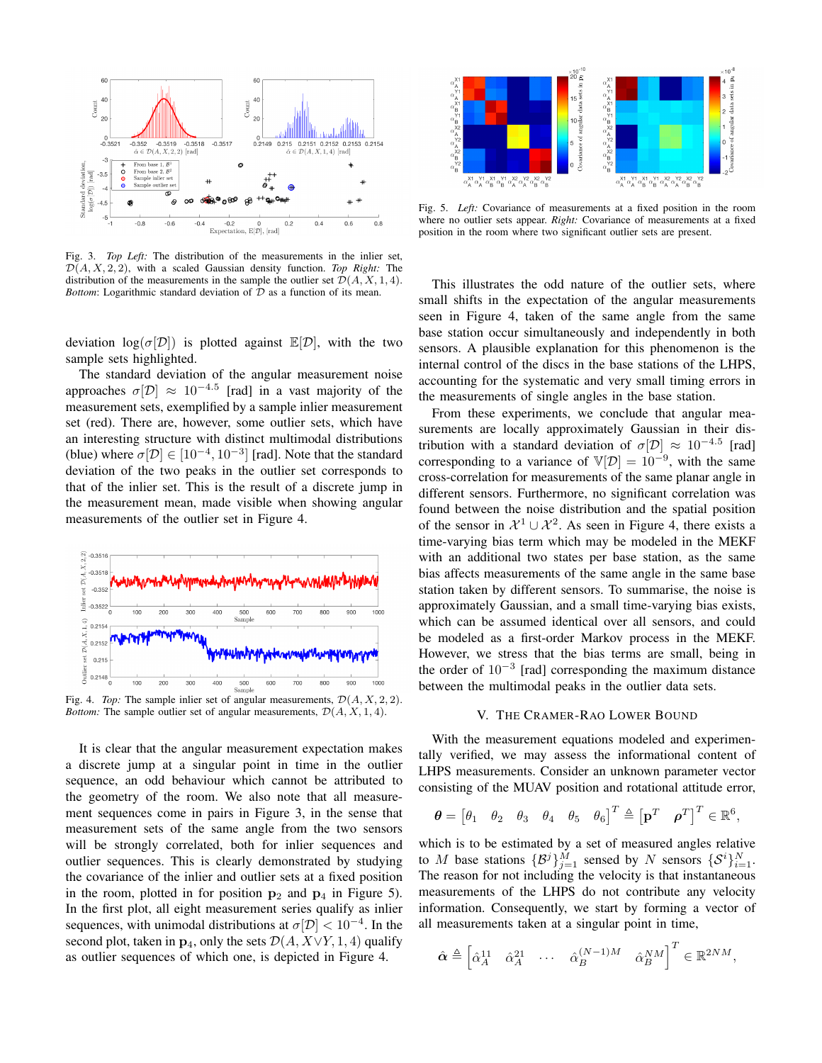-0.3521 -0.352 -0.3519 -0.3518 -0.3517
$\hat{\alpha} \in \mathcal{D}(A, X, 2, 2)$ [rad]
Count
60
40
20
0

0.2149 0.215 0.2151 0.2152 0.2153 0.2154
$\hat{\alpha} \in \mathcal{D}(A, X, 1, 4)$ [rad]
Count
60
40
20
0

Standard deviation, $\log(\sigma[\mathcal{D}])$ [rad]
Expectation, $\mathbb{E}[\mathcal{D}]$, [rad]
From base 1, $\mathcal{B}^1$
From base 2, $\mathcal{B}^2$
Sample inlier set
Sample outlier set
-3 -3.5 -4 -4.5 -5
-1 -0.8 -0.6 -0.4 -0.2 0 0.2 0.4 0.6 0.8

Fig. 3. *Top Left:* The distribution of the measurements in the inlier set, $\mathcal{D}(A, X, 2, 2)$, with a scaled Gaussian density function. *Top Right:* The distribution of the measurements in the sample the outlier set $\mathcal{D}(A, X, 1, 4)$. *Bottom*: Logarithmic standard deviation of $\mathcal{D}$ as a function of its mean.

deviation $\log(\sigma[\mathcal{D}])$ is plotted against $\mathbb{E}[\mathcal{D}]$, with the two sample sets highlighted.

The standard deviation of the angular measurement noise approaches $\sigma[\mathcal{D}] \approx 10^{-4.5}$ [rad] in a vast majority of the measurement sets, exemplified by a sample inlier measurement set (red). There are, however, some outlier sets, which have an interesting structure with distinct multimodal distributions (blue) where $\sigma[\mathcal{D}] \in [10^{-4}, 10^{-3}]$ [rad]. Note that the standard deviation of the two peaks in the outlier set corresponds to that of the inlier set. This is the result of a discrete jump in the measurement mean, made visible when showing angular measurements of the outlier set in Figure 4.

Inlier set $\mathcal{D}(A, X, 2, 2)$
-0.3516 -0.3518 -0.352 -0.3522
0 100 200 300 400 500 600 700 800 900 1000
Sample

Outlier set $\mathcal{D}(A, X, 1, 4)$
0.2154 0.2152 0.215 0.2148
0 100 200 300 400 500 600 700 800 900 1000
Sample

Fig. 4. *Top:* The sample inlier set of angular measurements, $\mathcal{D}(A, X, 2, 2)$. *Bottom:* The sample outlier set of angular measurements, $\mathcal{D}(A, X, 1, 4)$.

It is clear that the angular measurement expectation makes a discrete jump at a singular point in time in the outlier sequence, an odd behaviour which cannot be attributed to the geometry of the room. We also note that all measurement sequences come in pairs in Figure 3, in the sense that measurement sets of the same angle from the two sensors will be strongly correlated, both for inlier sequences and outlier sequences. This is clearly demonstrated by studying the covariance of the inlier and outlier sets at a fixed position in the room, plotted in for position $\mathbf{p}_2$ and $\mathbf{p}_4$ in Figure 5). In the first plot, all eight measurement series qualify as inlier sequences, with unimodal distributions at $\sigma[\mathcal{D}] < 10^{-4}$. In the second plot, taken in $\mathbf{p}_4$, only the sets $\mathcal{D}(A, X \vee Y, 1, 4)$ qualify as outlier sequences of which one, is depicted in Figure 4.

$\alpha_A^{X1}$ $\alpha_A^{Y1}$ $\alpha_B^{X1}$ $\alpha_B^{Y1}$ $\alpha_A^{X2}$ $\alpha_A^{Y2}$ $\alpha_B^{X2}$ $\alpha_B^{Y2}$
$\times 10^{-10}$
20 15 10 5 0
Covariance of angular data sets in $\mathbf{p}_2$

$\alpha_A^{X1}$ $\alpha_A^{Y1}$ $\alpha_B^{X1}$ $\alpha_B^{Y1}$ $\alpha_A^{X2}$ $\alpha_A^{Y2}$ $\alpha_B^{X2}$ $\alpha_B^{Y2}$
$\times 10^{-8}$
4 3 2 1 0 -1 -2
Covariance of angular data sets in $\mathbf{p}_4$

Fig. 5. *Left:* Covariance of measurements at a fixed position in the room where no outlier sets appear. *Right:* Covariance of measurements at a fixed position in the room where two significant outlier sets are present.

This illustrates the odd nature of the outlier sets, where small shifts in the expectation of the angular measurements seen in Figure 4, taken of the same angle from the same base station occur simultaneously and independently in both sensors. A plausible explanation for this phenomenon is the internal control of the discs in the base stations of the LHPS, accounting for the systematic and very small timing errors in the measurements of single angles in the base station.

From these experiments, we conclude that angular measurements are locally approximately Gaussian in their distribution with a standard deviation of $\sigma[\mathcal{D}] \approx 10^{-4.5}$ [rad] corresponding to a variance of $\mathbb{V}[\mathcal{D}] = 10^{-9}$, with the same cross-correlation for measurements of the same planar angle in different sensors. Furthermore, no significant correlation was found between the noise distribution and the spatial position of the sensor in $\mathcal{X}^1 \cup \mathcal{X}^2$. As seen in Figure 4, there exists a time-varying bias term which may be modeled in the MEKF with an additional two states per base station, as the same bias affects measurements of the same angle in the same base station taken by different sensors. To summarise, the noise is approximately Gaussian, and a small time-varying bias exists, which can be assumed identical over all sensors, and could be modeled as a first-order Markov process in the MEKF. However, we stress that the bias terms are small, being in the order of $10^{-3}$ [rad] corresponding the maximum distance between the multimodal peaks in the outlier data sets.

## V. The Cramer-Rao Lower Bound

With the measurement equations modeled and experimentally verified, we may assess the informational content of LHPS measurements. Consider an unknown parameter vector consisting of the MUAV position and rotational attitude error,

$$\boldsymbol{\theta} = \begin{bmatrix}\theta_1 & \theta_2 & \theta_3 & \theta_4 & \theta_5 & \theta_6\end{bmatrix}^T \triangleq \begin{bmatrix}\mathbf{p}^T & \boldsymbol{\rho}^T\end{bmatrix}^T \in \mathbb{R}^6,$$

which is to be estimated by a set of measured angles relative to $M$ base stations $\{\mathcal{B}^j\}_{j=1}^M$ sensed by $N$ sensors $\{\mathcal{S}^i\}_{i=1}^N$. The reason for not including the velocity is that instantaneous measurements of the LHPS do not contribute any velocity information. Consequently, we start by forming a vector of all measurements taken at a singular point in time,

$$\hat{\boldsymbol{\alpha}} \triangleq \begin{bmatrix}\hat{\alpha}_A^{11} & \hat{\alpha}_A^{21} & \cdots & \hat{\alpha}_B^{(N-1)M} & \hat{\alpha}_B^{NM}\end{bmatrix}^T \in \mathbb{R}^{2NM},$$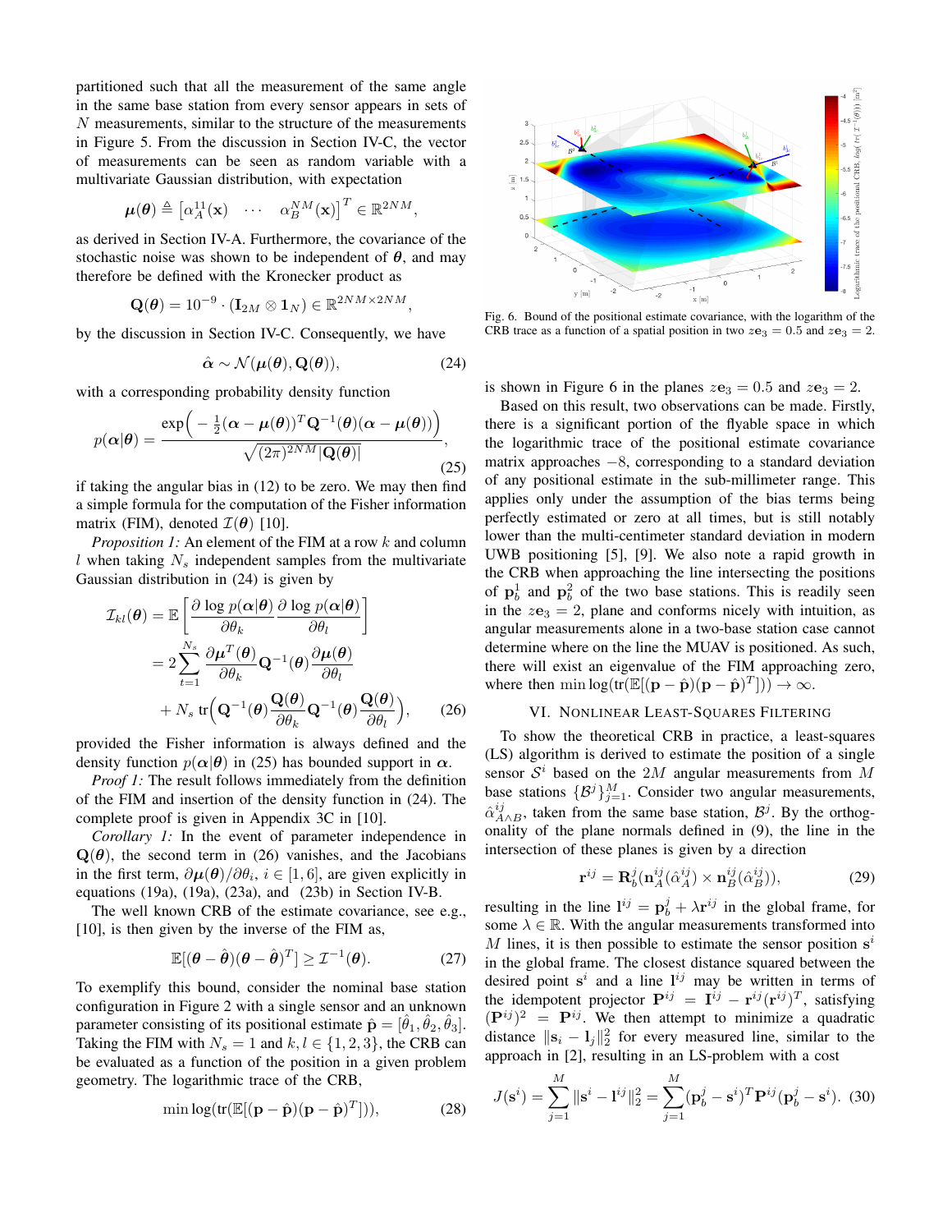partitioned such that all the measurement of the same angle in the same base station from every sensor appears in sets of $N$ measurements, similar to the structure of the measurements in Figure 5. From the discussion in Section IV-C, the vector of measurements can be seen as random variable with a multivariate Gaussian distribution, with expectation

$$\boldsymbol{\mu}(\boldsymbol{\theta}) \triangleq \begin{bmatrix} \alpha_A^{11}(\mathbf{x}) & \cdots & \alpha_B^{NM}(\mathbf{x}) \end{bmatrix}^T \in \mathbb{R}^{2NM},$$

as derived in Section IV-A. Furthermore, the covariance of the stochastic noise was shown to be independent of $\boldsymbol{\theta}$, and may therefore be defined with the Kronecker product as

$$\mathbf{Q}(\boldsymbol{\theta}) = 10^{-9} \cdot (\mathbf{I}_{2M} \otimes \mathbf{1}_N) \in \mathbb{R}^{2NM \times 2NM},$$

by the discussion in Section IV-C. Consequently, we have

$$\hat{\boldsymbol{\alpha}} \sim \mathcal{N}(\boldsymbol{\mu}(\boldsymbol{\theta}), \mathbf{Q}(\boldsymbol{\theta})), \tag{24}$$

with a corresponding probability density function

$$p(\boldsymbol{\alpha}|\boldsymbol{\theta}) = \frac{\exp\Big(-\frac{1}{2}(\boldsymbol{\alpha}-\boldsymbol{\mu}(\boldsymbol{\theta}))^T\mathbf{Q}^{-1}(\boldsymbol{\theta})(\boldsymbol{\alpha}-\boldsymbol{\mu}(\boldsymbol{\theta}))\Big)}{\sqrt{(2\pi)^{2NM}|\mathbf{Q}(\boldsymbol{\theta})|}}, \tag{25}$$

if taking the angular bias in (12) to be zero. We may then find a simple formula for the computation of the Fisher information matrix (FIM), denoted $\mathcal{I}(\boldsymbol{\theta})$ [10].

*Proposition 1:* An element of the FIM at a row $k$ and column $l$ when taking $N_s$ independent samples from the multivariate Gaussian distribution in (24) is given by

$$\begin{aligned}
\mathcal{I}_{kl}(\boldsymbol{\theta}) &= \mathbb{E}\left[\frac{\partial \log p(\boldsymbol{\alpha}|\boldsymbol{\theta})}{\partial\theta_k}\frac{\partial \log p(\boldsymbol{\alpha}|\boldsymbol{\theta})}{\partial\theta_l}\right] \\
&= 2\sum_{t=1}^{N_s}\frac{\partial\boldsymbol{\mu}^T(\boldsymbol{\theta})}{\partial\theta_k}\mathbf{Q}^{-1}(\boldsymbol{\theta})\frac{\partial\boldsymbol{\mu}(\boldsymbol{\theta})}{\partial\theta_l} \\
&\quad + N_s\,\mathrm{tr}\Big(\mathbf{Q}^{-1}(\boldsymbol{\theta})\frac{\mathbf{Q}(\boldsymbol{\theta})}{\partial\theta_k}\mathbf{Q}^{-1}(\boldsymbol{\theta})\frac{\mathbf{Q}(\boldsymbol{\theta})}{\partial\theta_l}\Big),
\end{aligned} \tag{26}$$

provided the Fisher information is always defined and the density function $p(\boldsymbol{\alpha}|\boldsymbol{\theta})$ in (25) has bounded support in $\boldsymbol{\alpha}$.

*Proof 1:* The result follows immediately from the definition of the FIM and insertion of the density function in (24). The complete proof is given in Appendix 3C in [10].

*Corollary 1:* In the event of parameter independence in $\mathbf{Q}(\boldsymbol{\theta})$, the second term in (26) vanishes, and the Jacobians in the first term, $\partial\boldsymbol{\mu}(\boldsymbol{\theta})/\partial\theta_i$, $i \in [1, 6]$, are given explicitly in equations (19a), (19a), (23a), and (23b) in Section IV-B.

The well known CRB of the estimate covariance, see e.g., [10], is then given by the inverse of the FIM as,

$$\mathbb{E}[(\boldsymbol{\theta}-\hat{\boldsymbol{\theta}})(\boldsymbol{\theta}-\hat{\boldsymbol{\theta}})^T] \geq \mathcal{I}^{-1}(\boldsymbol{\theta}). \tag{27}$$

To exemplify this bound, consider the nominal base station configuration in Figure 2 with a single sensor and an unknown parameter consisting of its positional estimate $\hat{\mathbf{p}} = [\hat{\theta}_1, \hat{\theta}_2, \hat{\theta}_3]$. Taking the FIM with $N_s = 1$ and $k, l \in \{1, 2, 3\}$, the CRB can be evaluated as a function of the position in a given problem geometry. The logarithmic trace of the CRB,

$$\min \log(\mathrm{tr}(\mathbb{E}[(\mathbf{p}-\hat{\mathbf{p}})(\mathbf{p}-\hat{\mathbf{p}})^T])), \tag{28}$$

Fig. 6. Bound of the positional estimate covariance, with the logarithm of the CRB trace as a function of a spatial position in two $z\mathbf{e}_3 = 0.5$ and $z\mathbf{e}_3 = 2$.

is shown in Figure 6 in the planes $z\mathbf{e}_3 = 0.5$ and $z\mathbf{e}_3 = 2$.

Based on this result, two observations can be made. Firstly, there is a significant portion of the flyable space in which the logarithmic trace of the positional estimate covariance matrix approaches $-8$, corresponding to a standard deviation of any positional estimate in the sub-millimeter range. This applies only under the assumption of the bias terms being perfectly estimated or zero at all times, but is still notably lower than the multi-centimeter standard deviation in modern UWB positioning [5], [9]. We also note a rapid growth in the CRB when approaching the line intersecting the positions of $\mathbf{p}_b^1$ and $\mathbf{p}_b^2$ of the two base stations. This is readily seen in the $z\mathbf{e}_3 = 2$, plane and conforms nicely with intuition, as angular measurements alone in a two-base station case cannot determine where on the line the MUAV is positioned. As such, there will exist an eigenvalue of the FIM approaching zero, where then $\min \log(\mathrm{tr}(\mathbb{E}[(\mathbf{p}-\hat{\mathbf{p}})(\mathbf{p}-\hat{\mathbf{p}})^T])) \to \infty$.

## VI. Nonlinear Least-Squares Filtering

To show the theoretical CRB in practice, a least-squares (LS) algorithm is derived to estimate the position of a single sensor $\mathcal{S}^i$ based on the $2M$ angular measurements from $M$ base stations $\{\mathcal{B}^j\}_{j=1}^M$. Consider two angular measurements, $\hat{\alpha}_{A\wedge B}^{ij}$, taken from the same base station, $\mathcal{B}^j$. By the orthogonality of the plane normals defined in (9), the line in the intersection of these planes is given by a direction

$$\mathbf{r}^{ij} = \mathbf{R}_b^j(\mathbf{n}_A^{ij}(\hat{\alpha}_A^{ij}) \times \mathbf{n}_B^{ij}(\hat{\alpha}_B^{ij})), \tag{29}$$

resulting in the line $\mathbf{l}^{ij} = \mathbf{p}_b^j + \lambda\mathbf{r}^{ij}$ in the global frame, for some $\lambda \in \mathbb{R}$. With the angular measurements transformed into $M$ lines, it is then possible to estimate the sensor position $\mathbf{s}^i$ in the global frame. The closest distance squared between the desired point $\mathbf{s}^i$ and a line $\mathbf{l}^{ij}$ may be written in terms of the idempotent projector $\mathbf{P}^{ij} = \mathbf{I}^{ij} - \mathbf{r}^{ij}(\mathbf{r}^{ij})^T$, satisfying $(\mathbf{P}^{ij})^2 = \mathbf{P}^{ij}$. We then attempt to minimize a quadratic distance $\|\mathbf{s}_i - \mathbf{l}_j\|_2^2$ for every measured line, similar to the approach in [2], resulting in an LS-problem with a cost

$$J(\mathbf{s}^i) = \sum_{j=1}^{M}\|\mathbf{s}^i - \mathbf{l}^{ij}\|_2^2 = \sum_{j=1}^{M}(\mathbf{p}_b^j - \mathbf{s}^i)^T\mathbf{P}^{ij}(\mathbf{p}_b^j - \mathbf{s}^i). \tag{30}$$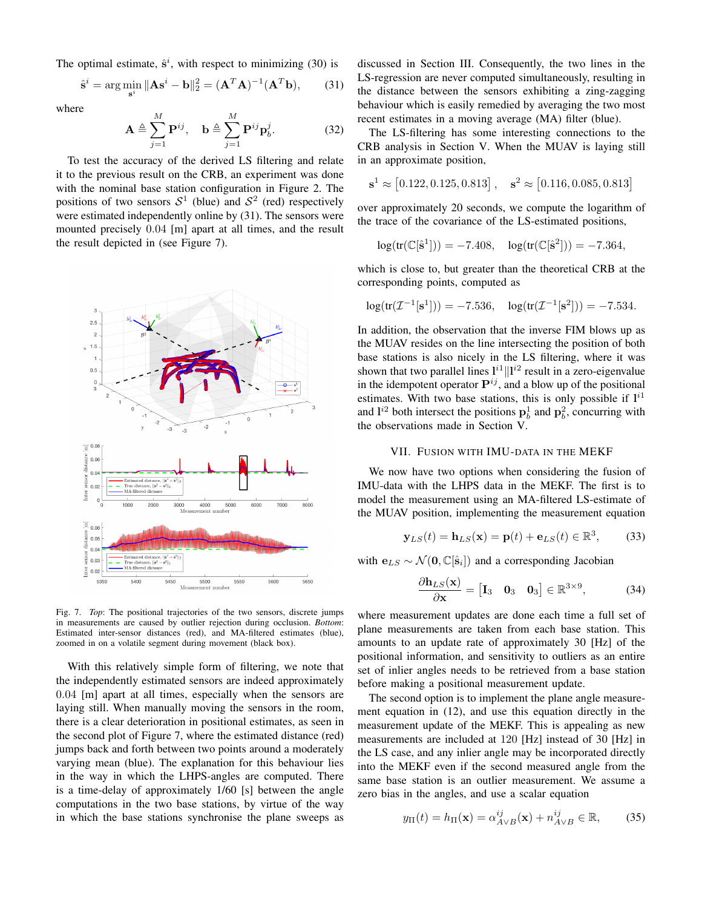The optimal estimate, $\hat{\mathbf{s}}^i$, with respect to minimizing (30) is

$$\hat{\mathbf{s}}^i = \arg\min_{\mathbf{s}^i} \|\mathbf{A}\mathbf{s}^i - \mathbf{b}\|_2^2 = (\mathbf{A}^T\mathbf{A})^{-1}(\mathbf{A}^T\mathbf{b}), \tag{31}$$

where

$$\mathbf{A} \triangleq \sum_{j=1}^{M} \mathbf{P}^{ij}, \quad \mathbf{b} \triangleq \sum_{j=1}^{M} \mathbf{P}^{ij}\mathbf{p}_b^j. \tag{32}$$

To test the accuracy of the derived LS filtering and relate it to the previous result on the CRB, an experiment was done with the nominal base station configuration in Figure 2. The positions of two sensors $\mathcal{S}^1$ (blue) and $\mathcal{S}^2$ (red) respectively were estimated independently online by (31). The sensors were mounted precisely 0.04 [m] apart at all times, and the result the result depicted in (see Figure 7).

Fig. 7. *Top*: The positional trajectories of the two sensors, discrete jumps in measurements are caused by outlier rejection during occlusion. *Bottom*: Estimated inter-sensor distances (red), and MA-filtered estimates (blue), zoomed in on a volatile segment during movement (black box).

With this relatively simple form of filtering, we note that the independently estimated sensors are indeed approximately 0.04 [m] apart at all times, especially when the sensors are laying still. When manually moving the sensors in the room, there is a clear deterioration in positional estimates, as seen in the second plot of Figure 7, where the estimated distance (red) jumps back and forth between two points around a moderately varying mean (blue). The explanation for this behaviour lies in the way in which the LHPS-angles are computed. There is a time-delay of approximately 1/60 [s] between the angle computations in the two base stations, by virtue of the way in which the base stations synchronise the plane sweeps as discussed in Section III. Consequently, the two lines in the LS-regression are never computed simultaneously, resulting in the distance between the sensors exhibiting a zing-zagging behaviour which is easily remedied by averaging the two most recent estimates in a moving average (MA) filter (blue).

The LS-filtering has some interesting connections to the CRB analysis in Section V. When the MUAV is laying still in an approximate position,

$$\mathbf{s}^1 \approx \begin{bmatrix}0.122, 0.125, 0.813\end{bmatrix}, \quad \mathbf{s}^2 \approx \begin{bmatrix}0.116, 0.085, 0.813\end{bmatrix}$$

over approximately 20 seconds, we compute the logarithm of the trace of the covariance of the LS-estimated positions,

$$\log(\mathrm{tr}(\mathbb{C}[\hat{\mathbf{s}}^1])) = -7.408, \quad \log(\mathrm{tr}(\mathbb{C}[\hat{\mathbf{s}}^2])) = -7.364,$$

which is close to, but greater than the theoretical CRB at the corresponding points, computed as

$$\log(\mathrm{tr}(\mathcal{I}^{-1}[\mathbf{s}^1])) = -7.536, \quad \log(\mathrm{tr}(\mathcal{I}^{-1}[\mathbf{s}^2])) = -7.534.$$

In addition, the observation that the inverse FIM blows up as the MUAV resides on the line intersecting the position of both base stations is also nicely in the LS filtering, where it was shown that two parallel lines $\mathbf{l}^{i1} \| \mathbf{l}^{i2}$ result in a zero-eigenvalue in the idempotent operator $\mathbf{P}^{ij}$, and a blow up of the positional estimates. With two base stations, this is only possible if $\mathbf{l}^{i1}$ and $\mathbf{l}^{i2}$ both intersect the positions $\mathbf{p}_b^1$ and $\mathbf{p}_b^2$, concurring with the observations made in Section V.

## VII. Fusion with IMU-data in the MEKF

We now have two options when considering the fusion of IMU-data with the LHPS data in the MEKF. The first is to model the measurement using an MA-filtered LS-estimate of the MUAV position, implementing the measurement equation

$$\mathbf{y}_{LS}(t) = \mathbf{h}_{LS}(\mathbf{x}) = \mathbf{p}(t) + \mathbf{e}_{LS}(t) \in \mathbb{R}^3, \tag{33}$$

with $\mathbf{e}_{LS} \sim \mathcal{N}(\mathbf{0}, \mathbb{C}[\hat{\mathbf{s}}_i])$ and a corresponding Jacobian

$$\frac{\partial \mathbf{h}_{LS}(\mathbf{x})}{\partial \mathbf{x}} = \begin{bmatrix}\mathbf{I}_3 & \mathbf{0}_3 & \mathbf{0}_3\end{bmatrix} \in \mathbb{R}^{3\times 9}, \tag{34}$$

where measurement updates are done each time a full set of plane measurements are taken from each base station. This amounts to an update rate of approximately 30 [Hz] of the positional information, and sensitivity to outliers as an entire set of inlier angles needs to be retrieved from a base station before making a positional measurement update.

The second option is to implement the plane angle measurement equation in (12), and use this equation directly in the measurement update of the MEKF. This is appealing as new measurements are included at 120 [Hz] instead of 30 [Hz] in the LS case, and any inlier angle may be incorporated directly into the MEKF even if the second measured angle from the same base station is an outlier measurement. We assume a zero bias in the angles, and use a scalar equation

$$y_{\Pi}(t) = h_{\Pi}(\mathbf{x}) = \alpha_{A\vee B}^{ij}(\mathbf{x}) + n_{A\vee B}^{ij} \in \mathbb{R}, \tag{35}$$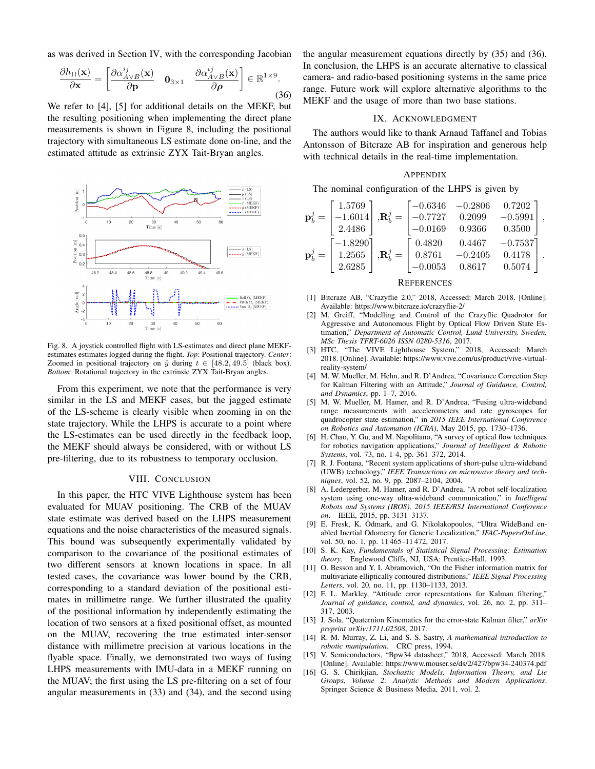as was derived in Section IV, with the corresponding Jacobian

$$\frac{\partial h_{\Pi}(\mathbf{x})}{\partial \mathbf{x}} = \left[\frac{\partial \alpha_{A\vee B}^{ij}(\mathbf{x})}{\partial \mathbf{p}} \quad \mathbf{0}_{3\times 1} \quad \frac{\partial \alpha_{A\vee B}^{ij}(\mathbf{x})}{\partial \boldsymbol{\rho}}\right] \in \mathbb{R}^{1\times 9}. \tag{36}$$

We refer to [4], [5] for additional details on the MEKF, but the resulting positioning when implementing the direct plane measurements is shown in Figure 8, including the positional trajectory with simultaneous LS estimate done on-line, and the estimated attitude as extrinsic ZYX Tait-Bryan angles.

Position [m]
Time [s]
$\hat{x}$ (LS)
$\hat{y}$ (LS)
$\hat{z}$ (LS)
$\hat{x}$ (MEKF)
$\hat{y}$ (MEKF)
$\hat{z}$ (MEKF)

Position [m]
Time [s]
$\hat{x}$ (LS)
$\hat{y}$ (MEKF)

Angle [rad]
Time [s]
Roll $\Omega_x$ (MEKF)
Pitch $\Omega_y$ (MEKF)
Yaw $\Omega_z$ (MEKF)

Fig. 8. A joystick controlled flight with LS-estimates and direct plane MEKF-estimates estimates logged during the flight. *Top*: Positional trajectory. *Center*: Zoomed in positional trajectory on $\hat{y}$ during $t \in [48.2, 49.5]$ (black box). *Bottom*: Rotational trajectory in the extrinsic ZYX Tait-Bryan angles.

From this experiment, we note that the performance is very similar in the LS and MEKF cases, but the jagged estimate of the LS-scheme is clearly visible when zooming in on the state trajectory. While the LHPS is accurate to a point where the LS-estimates can be used directly in the feedback loop, the MEKF should always be considered, with or without LS pre-filtering, due to its robustness to temporary occlusion.

## VIII. Conclusion

In this paper, the HTC VIVE Lighthouse system has been evaluated for MUAV positioning. The CRB of the MUAV state estimate was derived based on the LHPS measurement equations and the noise characteristics of the measured signals. This bound was subsequently experimentally validated by comparison to the covariance of the positional estimates of two different sensors at known locations in space. In all tested cases, the covariance was lower bound by the CRB, corresponding to a standard deviation of the positional estimates in millimetre range. We further illustrated the quality of the positional information by independently estimating the location of two sensors at a fixed positional offset, as mounted on the MUAV, recovering the true estimated inter-sensor distance with millimetre precision at various locations in the flyable space. Finally, we demonstrated two ways of fusing LHPS measurements with IMU-data in a MEKF running on the MUAV; the first using the LS pre-filtering on a set of four angular measurements in (33) and (34), and the second using the angular measurement equations directly by (35) and (36). In conclusion, the LHPS is an accurate alternative to classical camera- and radio-based positioning systems in the same price range. Future work will explore alternative algorithms to the MEKF and the usage of more than two base stations.

## IX. Acknowledgment

The authors would like to thank Arnaud Taffanel and Tobias Antonsson of Bitcraze AB for inspiration and generous help with technical details in the real-time implementation.

## Appendix

The nominal configuration of the LHPS is given by

$$\mathbf{p}_b^j = \begin{bmatrix} 1.5769 \\ -1.6014 \\ 2.4486 \end{bmatrix}, \mathbf{R}_b^j = \begin{bmatrix} -0.6346 & -0.2806 & 0.7202 \\ -0.7727 & 0.2099 & -0.5991 \\ -0.0169 & 0.9366 & 0.3500 \end{bmatrix},$$

$$\mathbf{p}_b^j = \begin{bmatrix} -1.8290 \\ 1.2565 \\ 2.6285 \end{bmatrix}, \mathbf{R}_b^j = \begin{bmatrix} 0.4820 & 0.4467 & -0.7537 \\ 0.8761 & -0.2405 & 0.4178 \\ -0.0053 & 0.8617 & 0.5074 \end{bmatrix}.$$

## References

[1] Bitcraze AB, "Crazyflie 2.0," 2018, Accessed: March 2018. [Online]. Available: https://www.bitcraze.io/crazyflie-2/

[2] M. Greiff, "Modelling and Control of the Crazyflie Quadrotor for Aggressive and Autonomous Flight by Optical Flow Driven State Estimation," *Department of Automatic Control, Lund University, Sweden, MSc Thesis TFRT-6026 ISSN 0280-5316*, 2017.

[3] HTC, "The VIVE Lighthouse System," 2018, Accessed: March 2018. [Online]. Available: https://www.vive.com/us/product/vive-virtual-reality-system/

[4] M. W. Mueller, M. Hehn, and R. D'Andrea, "Covariance Correction Step for Kalman Filtering with an Attitude," *Journal of Guidance, Control, and Dynamics*, pp. 1–7, 2016.

[5] M. W. Mueller, M. Hamer, and R. D'Andrea, "Fusing ultra-wideband range measurements with accelerometers and rate gyroscopes for quadrocopter state estimation," in *2015 IEEE International Conference on Robotics and Automation (ICRA)*, May 2015, pp. 1730–1736.

[6] H. Chao, Y. Gu, and M. Napolitano, "A survey of optical flow techniques for robotics navigation applications," *Journal of Intelligent & Robotic Systems*, vol. 73, no. 1-4, pp. 361–372, 2014.

[7] R. J. Fontana, "Recent system applications of short-pulse ultra-wideband (UWB) technology," *IEEE Transactions on microwave theory and techniques*, vol. 52, no. 9, pp. 2087–2104, 2004.

[8] A. Ledergerber, M. Hamer, and R. D'Andrea, "A robot self-localization system using one-way ultra-wideband communication," in *Intelligent Robots and Systems (IROS), 2015 IEEE/RSJ International Conference on*. IEEE, 2015, pp. 3131–3137.

[9] E. Fresk, K. Ödmark, and G. Nikolakopoulos, "Ultra WideBand enabled Inertial Odometry for Generic Localization," *IFAC-PapersOnLine*, vol. 50, no. 1, pp. 11 465–11 472, 2017.

[10] S. K. Kay, *Fundamentals of Statistical Signal Processing: Estimation theory*. Englewood Cliffs, NJ, USA: Prentice-Hall, 1993.

[11] O. Besson and Y. I. Abramovich, "On the Fisher information matrix for multivariate elliptically contoured distributions," *IEEE Signal Processing Letters*, vol. 20, no. 11, pp. 1130–1133, 2013.

[12] F. L. Markley, "Attitude error representations for Kalman filtering," *Journal of guidance, control, and dynamics*, vol. 26, no. 2, pp. 311–317, 2003.

[13] J. Sola, "Quaternion Kinematics for the error-state Kalman filter," *arXiv preprint arXiv:1711.02508*, 2017.

[14] R. M. Murray, Z. Li, and S. S. Sastry, *A mathematical introduction to robotic manipulation*. CRC press, 1994.

[15] V. Semiconductors, "Bpw34 datasheet," 2018, Accessed: March 2018. [Online]. Available: https://www.mouser.se/ds/2/427/bpw34-240374.pdf

[16] G. S. Chirikjian, *Stochastic Models, Information Theory, and Lie Groups, Volume 2: Analytic Methods and Modern Applications*. Springer Science & Business Media, 2011, vol. 2.